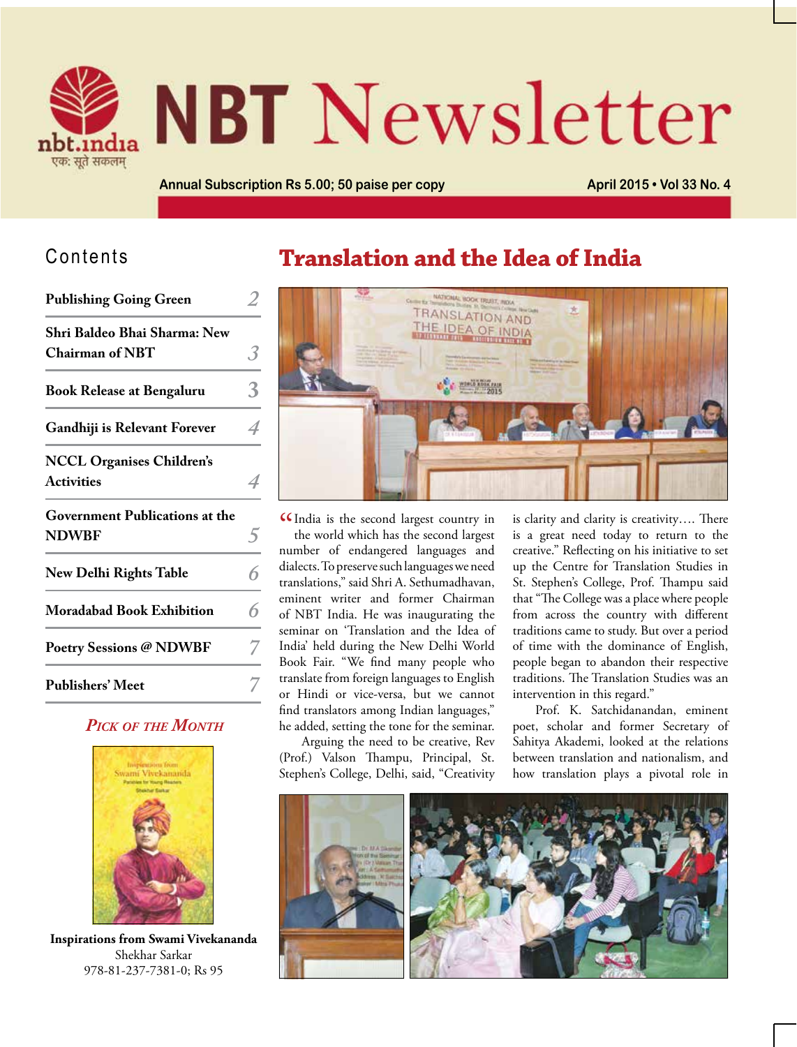# NBT Newsletter

nbt.india
एक: सूते सकलम्

Annual Subscription Rs 5.00; 50 paise per copy

April 2015 • Vol 33 No. 4

## Contents

| | |
|---|---|
| **Publishing Going Green** | 2 |
| **Shri Baldeo Bhai Sharma: New Chairman of NBT** | 3 |
| **Book Release at Bengaluru** | 3 |
| **Gandhiji is Relevant Forever** | 4 |
| **NCCL Organises Children's Activities** | 4 |
| **Government Publications at the NDWBF** | 5 |
| **New Delhi Rights Table** | 6 |
| **Moradabad Book Exhibition** | 6 |
| **Poetry Sessions @ NDWBF** | 7 |
| **Publishers' Meet** | 7 |

### *Pick of the Month*

**Inspirations from Swami Vivekananda**
Shekhar Sarkar
978-81-237-7381-0; Rs 95

# Translation and the Idea of India

"India is the second largest country in the world which has the second largest number of endangered languages and dialects. To preserve such languages we need translations," said Shri A. Sethumadhavan, eminent writer and former Chairman of NBT India. He was inaugurating the seminar on 'Translation and the Idea of India' held during the New Delhi World Book Fair. "We find many people who translate from foreign languages to English or Hindi or vice-versa, but we cannot find translators among Indian languages," he added, setting the tone for the seminar.

Arguing the need to be creative, Rev (Prof.) Valson Thampu, Principal, St. Stephen's College, Delhi, said, "Creativity is clarity and clarity is creativity…. There is a great need today to return to the creative." Reflecting on his initiative to set up the Centre for Translation Studies in St. Stephen's College, Prof. Thampu said that "The College was a place where people from across the country with different traditions came to study. But over a period of time with the dominance of English, people began to abandon their respective traditions. The Translation Studies was an intervention in this regard."

Prof. K. Satchidanandan, eminent poet, scholar and former Secretary of Sahitya Akademi, looked at the relations between translation and nationalism, and how translation plays a pivotal role in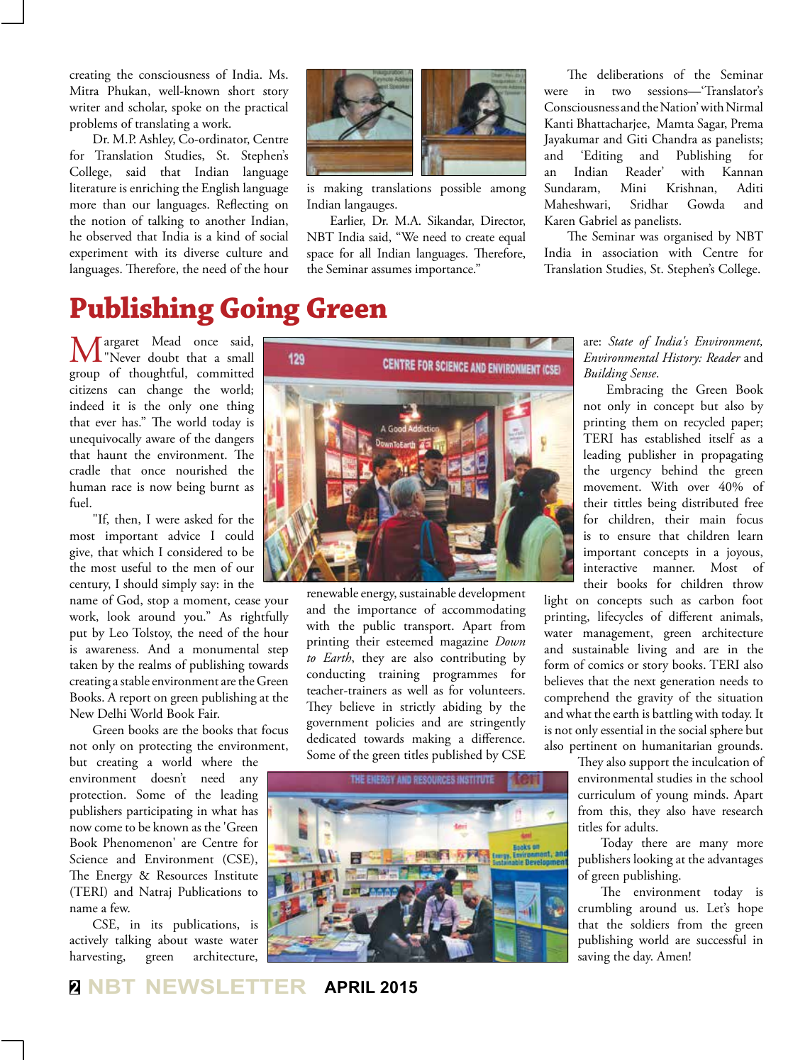creating the consciousness of India. Ms. Mitra Phukan, well-known short story writer and scholar, spoke on the practical problems of translating a work.

Dr. M.P. Ashley, Co-ordinator, Centre for Translation Studies, St. Stephen's College, said that Indian language literature is enriching the English language more than our languages. Reflecting on the notion of talking to another Indian, he observed that India is a kind of social experiment with its diverse culture and languages. Therefore, the need of the hour is making translations possible among Indian langauges.

Earlier, Dr. M.A. Sikandar, Director, NBT India said, "We need to create equal space for all Indian languages. Therefore, the Seminar assumes importance."

The deliberations of the Seminar were in two sessions—'Translator's Consciousness and the Nation' with Nirmal Kanti Bhattacharjee, Mamta Sagar, Prema Jayakumar and Giti Chandra as panelists; and 'Editing and Publishing for an Indian Reader' with Kannan Sundaram, Mini Krishnan, Aditi Maheshwari, Sridhar Gowda and Karen Gabriel as panelists.

The Seminar was organised by NBT India in association with Centre for Translation Studies, St. Stephen's College.

# Publishing Going Green

Margaret Mead once said, "Never doubt that a small group of thoughtful, committed citizens can change the world; indeed it is the only one thing that ever has." The world today is unequivocally aware of the dangers that haunt the environment. The cradle that once nourished the human race is now being burnt as fuel.

"If, then, I were asked for the most important advice I could give, that which I considered to be the most useful to the men of our century, I should simply say: in the name of God, stop a moment, cease your work, look around you." As rightfully put by Leo Tolstoy, the need of the hour is awareness. And a monumental step taken by the realms of publishing towards creating a stable environment are the Green Books. A report on green publishing at the New Delhi World Book Fair.

Green books are the books that focus not only on protecting the environment, but creating a world where the environment doesn't need any protection. Some of the leading publishers participating in what has now come to be known as the 'Green Book Phenomenon' are Centre for Science and Environment (CSE), The Energy & Resources Institute (TERI) and Natraj Publications to name a few.

CSE, in its publications, is actively talking about waste water harvesting, green architecture, renewable energy, sustainable development and the importance of accommodating with the public transport. Apart from printing their esteemed magazine *Down to Earth*, they are also contributing by conducting training programmes for teacher-trainers as well as for volunteers. They believe in strictly abiding by the government policies and are stringently dedicated towards making a difference. Some of the green titles published by CSE are: *State of India's Environment, Environmental History: Reader* and *Building Sense*.

Embracing the Green Book not only in concept but also by printing them on recycled paper; TERI has established itself as a leading publisher in propagating the urgency behind the green movement. With over 40% of their titles being distributed free for children, their main focus is to ensure that children learn important concepts in a joyous, interactive manner. Most of their books for children throw light on concepts such as carbon foot printing, lifecycles of different animals, water management, green architecture and sustainable living and are in the form of comics or story books. TERI also believes that the next generation needs to comprehend the gravity of the situation and what the earth is battling with today. It is not only essential in the social sphere but also pertinent on humanitarian grounds. They also support the inculcation of environmental studies in the school curriculum of young minds. Apart from this, they also have research titles for adults.

Today there are many more publishers looking at the advantages of green publishing.

The environment today is crumbling around us. Let's hope that the soldiers from the green publishing world are successful in saving the day. Amen!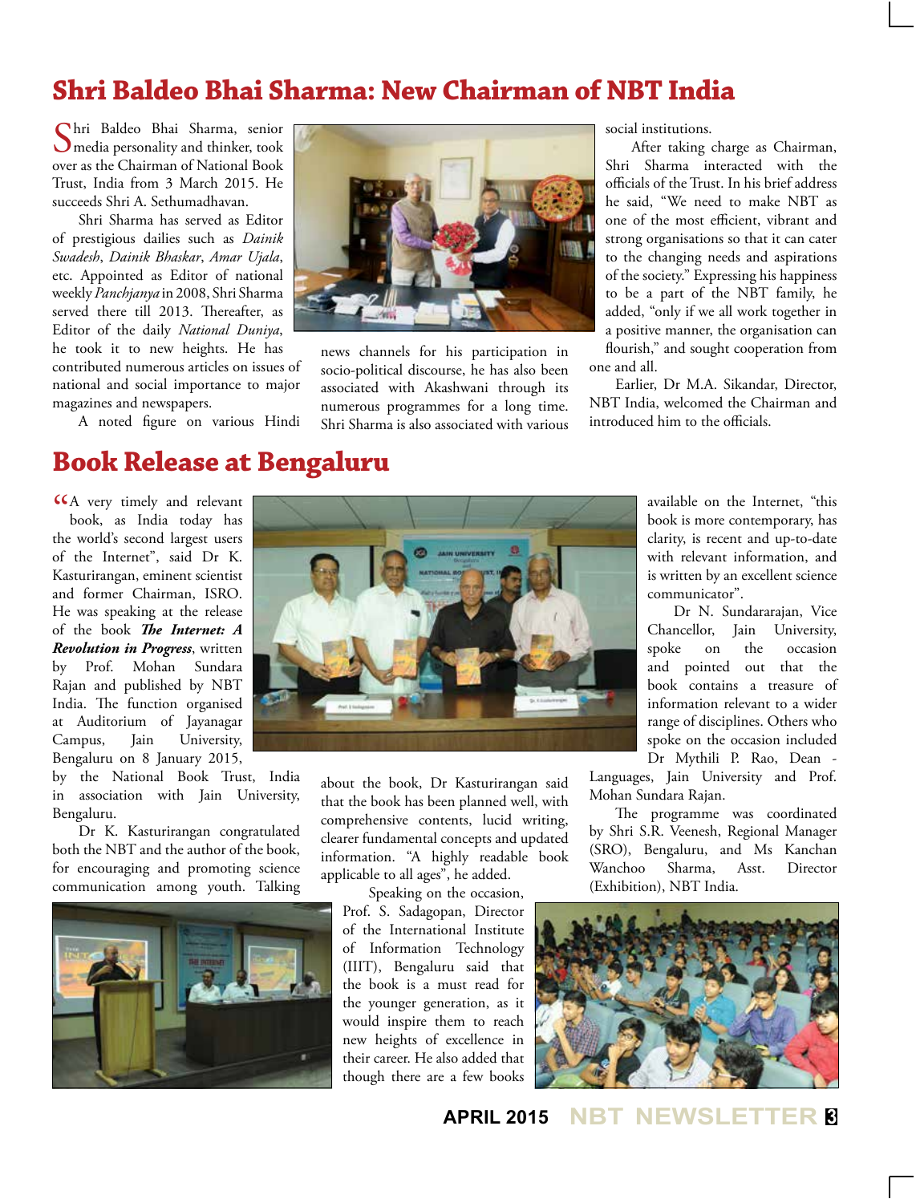# Shri Baldeo Bhai Sharma: New Chairman of NBT India

Shri Baldeo Bhai Sharma, senior media personality and thinker, took over as the Chairman of National Book Trust, India from 3 March 2015. He succeeds Shri A. Sethumadhavan.

Shri Sharma has served as Editor of prestigious dailies such as *Dainik Swadesh*, *Dainik Bhaskar*, *Amar Ujala*, etc. Appointed as Editor of national weekly *Panchjanya* in 2008, Shri Sharma served there till 2013. Thereafter, as Editor of the daily *National Duniya*, he took it to new heights. He has contributed numerous articles on issues of national and social importance to major magazines and newspapers.

A noted figure on various Hindi news channels for his participation in socio-political discourse, he has also been associated with Akashwani through its numerous programmes for a long time. Shri Sharma is also associated with various social institutions.

After taking charge as Chairman, Shri Sharma interacted with the officials of the Trust. In his brief address he said, "We need to make NBT as one of the most efficient, vibrant and strong organisations so that it can cater to the changing needs and aspirations of the society." Expressing his happiness to be a part of the NBT family, he added, "only if we all work together in a positive manner, the organisation can flourish," and sought cooperation from one and all.

Earlier, Dr M.A. Sikandar, Director, NBT India, welcomed the Chairman and introduced him to the officials.

# Book Release at Bengaluru

"A very timely and relevant book, as India today has the world's second largest users of the Internet", said Dr K. Kasturirangan, eminent scientist and former Chairman, ISRO. He was speaking at the release of the book ***The Internet: A Revolution in Progress***, written by Prof. Mohan Sundara Rajan and published by NBT India. The function organised at Auditorium of Jayanagar Campus, Jain University, Bengaluru on 8 January 2015, by the National Book Trust, India in association with Jain University, Bengaluru.

Dr K. Kasturirangan congratulated both the NBT and the author of the book, for encouraging and promoting science communication among youth. Talking about the book, Dr Kasturirangan said that the book has been planned well, with comprehensive contents, lucid writing, clearer fundamental concepts and updated information. "A highly readable book applicable to all ages", he added.

Speaking on the occasion, Prof. S. Sadagopan, Director of the International Institute of Information Technology (IIIT), Bengaluru said that the book is a must read for the younger generation, as it would inspire them to reach new heights of excellence in their career. He also added that though there are a few books available on the Internet, "this book is more contemporary, has clarity, is recent and up-to-date with relevant information, and is written by an excellent science communicator".

Dr N. Sundararajan, Vice Chancellor, Jain University, spoke on the occasion and pointed out that the book contains a treasure of information relevant to a wider range of disciplines. Others who spoke on the occasion included Dr Mythili P. Rao, Dean - Languages, Jain University and Prof. Mohan Sundara Rajan.

The programme was coordinated by Shri S.R. Veenesh, Regional Manager (SRO), Bengaluru, and Ms Kanchan Wanchoo Sharma, Asst. Director (Exhibition), NBT India.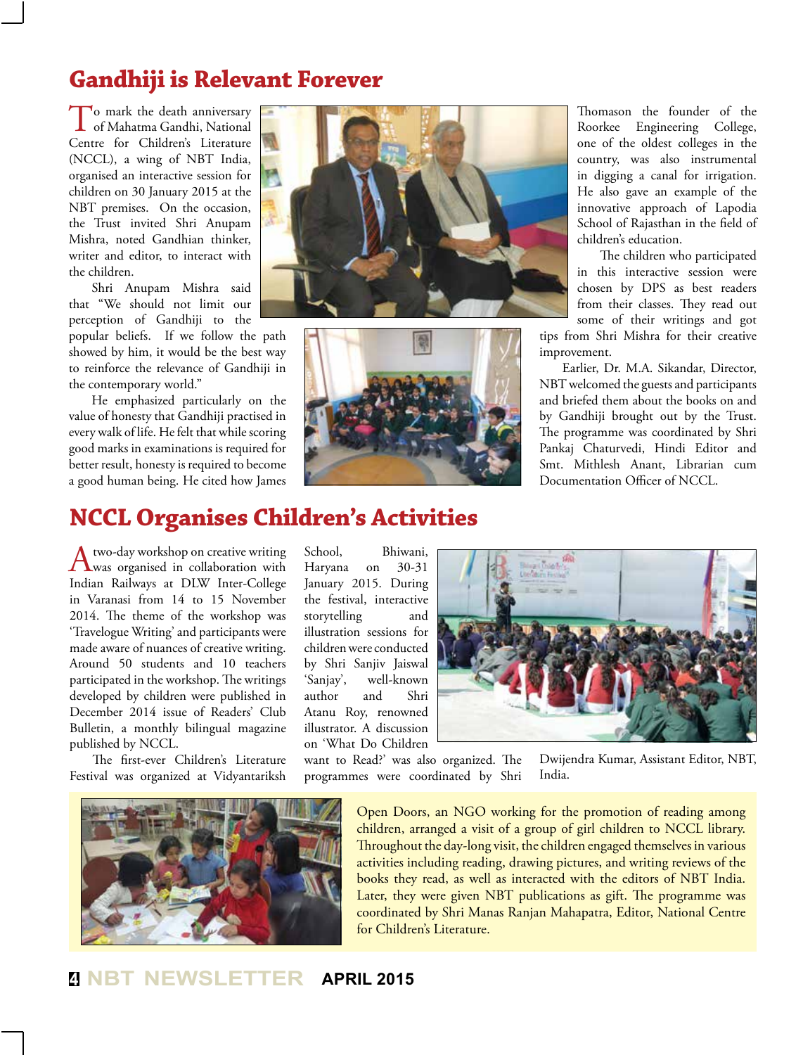## Gandhiji is Relevant Forever

To mark the death anniversary of Mahatma Gandhi, National Centre for Children's Literature (NCCL), a wing of NBT India, organised an interactive session for children on 30 January 2015 at the NBT premises. On the occasion, the Trust invited Shri Anupam Mishra, noted Gandhian thinker, writer and editor, to interact with the children.

Shri Anupam Mishra said that "We should not limit our perception of Gandhiji to the popular beliefs. If we follow the path showed by him, it would be the best way to reinforce the relevance of Gandhiji in the contemporary world."

He emphasized particularly on the value of honesty that Gandhiji practised in every walk of life. He felt that while scoring good marks in examinations is required for better result, honesty is required to become a good human being. He cited how James Thomason the founder of the Roorkee Engineering College, one of the oldest colleges in the country, was also instrumental in digging a canal for irrigation. He also gave an example of the innovative approach of Lapodia School of Rajasthan in the field of children's education.

The children who participated in this interactive session were chosen by DPS as best readers from their classes. They read out some of their writings and got tips from Shri Mishra for their creative improvement.

Earlier, Dr. M.A. Sikandar, Director, NBT welcomed the guests and participants and briefed them about the books on and by Gandhiji brought out by the Trust. The programme was coordinated by Shri Pankaj Chaturvedi, Hindi Editor and Smt. Mithlesh Anant, Librarian cum Documentation Officer of NCCL.

## NCCL Organises Children's Activities

A two-day workshop on creative writing was organised in collaboration with Indian Railways at DLW Inter-College in Varanasi from 14 to 15 November 2014. The theme of the workshop was 'Travelogue Writing' and participants were made aware of nuances of creative writing. Around 50 students and 10 teachers participated in the workshop. The writings developed by children were published in December 2014 issue of Readers' Club Bulletin, a monthly bilingual magazine published by NCCL.

The first-ever Children's Literature Festival was organized at Vidyantariksh School, Bhiwani, Haryana on 30-31 January 2015. During the festival, interactive storytelling and illustration sessions for children were conducted by Shri Sanjiv Jaiswal 'Sanjay', well-known author and Shri Atanu Roy, renowned illustrator. A discussion on 'What Do Children want to Read?' was also organized. The programmes were coordinated by Shri Dwijendra Kumar, Assistant Editor, NBT, India.

Open Doors, an NGO working for the promotion of reading among children, arranged a visit of a group of girl children to NCCL library. Throughout the day-long visit, the children engaged themselves in various activities including reading, drawing pictures, and writing reviews of the books they read, as well as interacted with the editors of NBT India. Later, they were given NBT publications as gift. The programme was coordinated by Shri Manas Ranjan Mahapatra, Editor, National Centre for Children's Literature.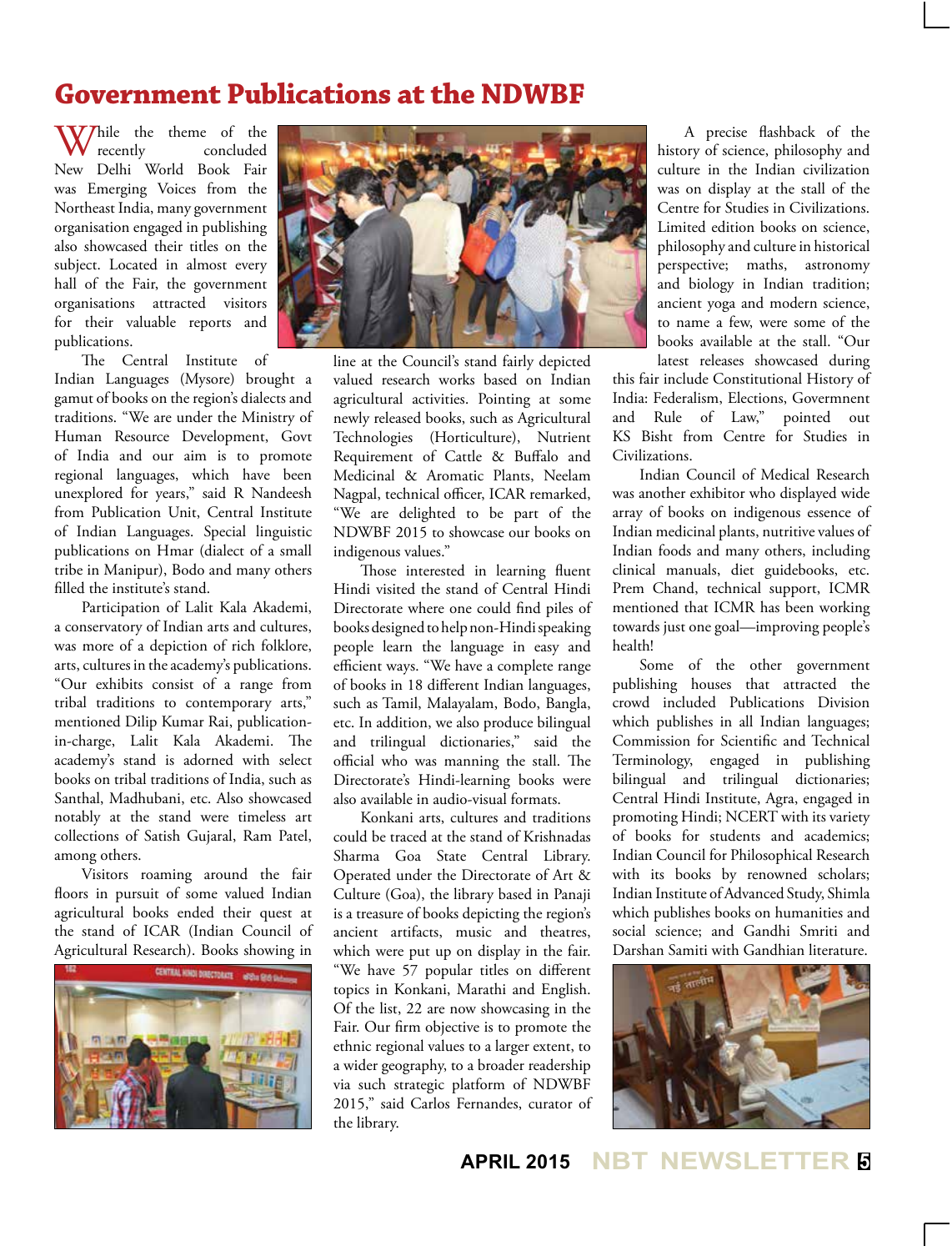# Government Publications at the NDWBF

While the theme of the recently concluded New Delhi World Book Fair was Emerging Voices from the Northeast India, many government organisation engaged in publishing also showcased their titles on the subject. Located in almost every hall of the Fair, the government organisations attracted visitors for their valuable reports and publications.

The Central Institute of Indian Languages (Mysore) brought a gamut of books on the region's dialects and traditions. "We are under the Ministry of Human Resource Development, Govt of India and our aim is to promote regional languages, which have been unexplored for years," said R Nandeesh from Publication Unit, Central Institute of Indian Languages. Special linguistic publications on Hmar (dialect of a small tribe in Manipur), Bodo and many others filled the institute's stand.

Participation of Lalit Kala Akademi, a conservatory of Indian arts and cultures, was more of a depiction of rich folklore, arts, cultures in the academy's publications. "Our exhibits consist of a range from tribal traditions to contemporary arts," mentioned Dilip Kumar Rai, publication-in-charge, Lalit Kala Akademi. The academy's stand is adorned with select books on tribal traditions of India, such as Santhal, Madhubani, etc. Also showcased notably at the stand were timeless art collections of Satish Gujaral, Ram Patel, among others.

Visitors roaming around the fair floors in pursuit of some valued Indian agricultural books ended their quest at the stand of ICAR (Indian Council of Agricultural Research). Books showing in line at the Council's stand fairly depicted valued research works based on Indian agricultural activities. Pointing at some newly released books, such as Agricultural Technologies (Horticulture), Nutrient Requirement of Cattle & Buffalo and Medicinal & Aromatic Plants, Neelam Nagpal, technical officer, ICAR remarked, "We are delighted to be part of the NDWBF 2015 to showcase our books on indigenous values."

Those interested in learning fluent Hindi visited the stand of Central Hindi Directorate where one could find piles of books designed to help non-Hindi speaking people learn the language in easy and efficient ways. "We have a complete range of books in 18 different Indian languages, such as Tamil, Malayalam, Bodo, Bangla, etc. In addition, we also produce bilingual and trilingual dictionaries," said the official who was manning the stall. The Directorate's Hindi-learning books were also available in audio-visual formats.

Konkani arts, cultures and traditions could be traced at the stand of Krishnadas Sharma Goa State Central Library. Operated under the Directorate of Art & Culture (Goa), the library based in Panaji is a treasure of books depicting the region's ancient artifacts, music and theatres, which were put up on display in the fair. "We have 57 popular titles on different topics in Konkani, Marathi and English. Of the list, 22 are now showcasing in the Fair. Our firm objective is to promote the ethnic regional values to a larger extent, to a wider geography, to a broader readership via such strategic platform of NDWBF 2015," said Carlos Fernandes, curator of the library.

A precise flashback of the history of science, philosophy and culture in the Indian civilization was on display at the stall of the Centre for Studies in Civilizations. Limited edition books on science, philosophy and culture in historical perspective; maths, astronomy and biology in Indian tradition; ancient yoga and modern science, to name a few, were some of the books available at the stall. "Our latest releases showcased during this fair include Constitutional History of India: Federalism, Elections, Government and Rule of Law," pointed out KS Bisht from Centre for Studies in Civilizations.

Indian Council of Medical Research was another exhibitor who displayed wide array of books on indigenous essence of Indian medicinal plants, nutritive values of Indian foods and many others, including clinical manuals, diet guidebooks, etc. Prem Chand, technical support, ICMR mentioned that ICMR has been working towards just one goal—improving people's health!

Some of the other government publishing houses that attracted the crowd included Publications Division which publishes in all Indian languages; Commission for Scientific and Technical Terminology, engaged in publishing bilingual and trilingual dictionaries; Central Hindi Institute, Agra, engaged in promoting Hindi; NCERT with its variety of books for students and academics; Indian Council for Philosophical Research with its books by renowned scholars; Indian Institute of Advanced Study, Shimla which publishes books on humanities and social science; and Gandhi Smriti and Darshan Samiti with Gandhian literature.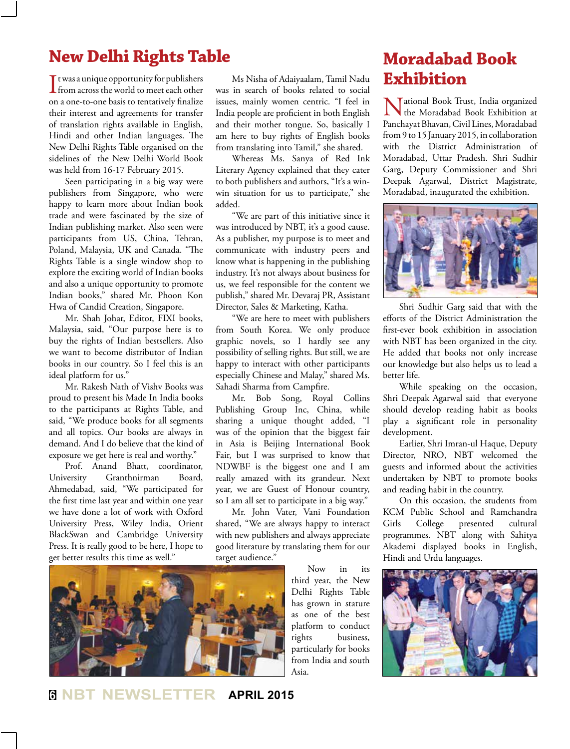## New Delhi Rights Table

It was a unique opportunity for publishers from across the world to meet each other on a one-to-one basis to tentatively finalize their interest and agreements for transfer of translation rights available in English, Hindi and other Indian languages. The New Delhi Rights Table organised on the sidelines of the New Delhi World Book was held from 16-17 February 2015.

Seen participating in a big way were publishers from Singapore, who were happy to learn more about Indian book trade and were fascinated by the size of Indian publishing market. Also seen were participants from US, China, Tehran, Poland, Malaysia, UK and Canada. "The Rights Table is a single window shop to explore the exciting world of Indian books and also a unique opportunity to promote Indian books," shared Mr. Phoon Kon Hwa of Candid Creation, Singapore.

Mr. Shah Johar, Editor, FIXI books, Malaysia, said, "Our purpose here is to buy the rights of Indian bestsellers. Also we want to become distributor of Indian books in our country. So I feel this is an ideal platform for us."

Mr. Rakesh Nath of Vishv Books was proud to present his Made In India books to the participants at Rights Table, and said, "We produce books for all segments and all topics. Our books are always in demand. And I do believe that the kind of exposure we get here is real and worthy."

Prof. Anand Bhatt, coordinator, University Granthnirman Board, Ahmedabad, said, "We participated for the first time last year and within one year we have done a lot of work with Oxford University Press, Wiley India, Orient BlackSwan and Cambridge University Press. It is really good to be here, I hope to get better results this time as well."

Ms Nisha of Adaiyaalam, Tamil Nadu was in search of books related to social issues, mainly women centric. "I feel in India people are proficient in both English and their mother tongue. So, basically I am here to buy rights of English books from translating into Tamil," she shared.

Whereas Ms. Sanya of Red Ink Literary Agency explained that they cater to both publishers and authors, "It's a win-win situation for us to participate," she added.

"We are part of this initiative since it was introduced by NBT, it's a good cause. As a publisher, my purpose is to meet and communicate with industry peers and know what is happening in the publishing industry. It's not always about business for us, we feel responsible for the content we publish," shared Mr. Devaraj PR, Assistant Director, Sales & Marketing, Katha.

"We are here to meet with publishers from South Korea. We only produce graphic novels, so I hardly see any possibility of selling rights. But still, we are happy to interact with other participants especially Chinese and Malay," shared Ms. Sahadi Sharma from Campfire.

Mr. Bob Song, Royal Collins Publishing Group Inc, China, while sharing a unique thought added, "I was of the opinion that the biggest fair in Asia is Beijing International Book Fair, but I was surprised to know that NDWBF is the biggest one and I am really amazed with its grandeur. Next year, we are Guest of Honour country, so I am all set to participate in a big way."

Mr. John Vater, Vani Foundation shared, "We are always happy to interact with new publishers and always appreciate good literature by translating them for our target audience."

Now in its third year, the New Delhi Rights Table has grown in stature as one of the best platform to conduct rights business, particularly for books from India and south Asia.

## Moradabad Book Exhibition

National Book Trust, India organized the Moradabad Book Exhibition at Panchayat Bhavan, Civil Lines, Moradabad from 9 to 15 January 2015, in collaboration with the District Administration of Moradabad, Uttar Pradesh. Shri Sudhir Garg, Deputy Commissioner and Shri Deepak Agarwal, District Magistrate, Moradabad, inaugurated the exhibition.

Shri Sudhir Garg said that with the efforts of the District Administration the first-ever book exhibition in association with NBT has been organized in the city. He added that books not only increase our knowledge but also helps us to lead a better life.

While speaking on the occasion, Shri Deepak Agarwal said that everyone should develop reading habit as books play a significant role in personality development.

Earlier, Shri Imran-ul Haque, Deputy Director, NRO, NBT welcomed the guests and informed about the activities undertaken by NBT to promote books and reading habit in the country.

On this occasion, the students from KCM Public School and Ramchandra Girls College presented cultural programmes. NBT along with Sahitya Akademi displayed books in English, Hindi and Urdu languages.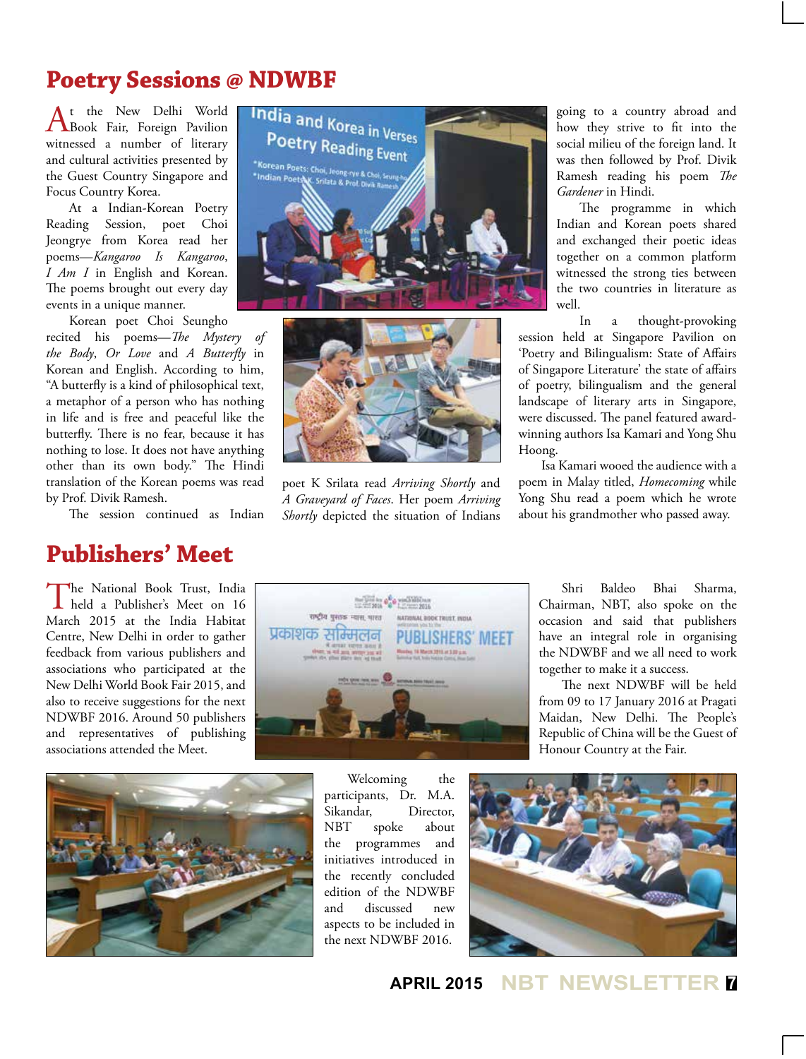## Poetry Sessions @ NDWBF

At the New Delhi World Book Fair, Foreign Pavilion witnessed a number of literary and cultural activities presented by the Guest Country Singapore and Focus Country Korea.

At a Indian-Korean Poetry Reading Session, poet Choi Jeongrye from Korea read her poems—*Kangaroo Is Kangaroo*, *I Am I* in English and Korean. The poems brought out every day events in a unique manner.

Korean poet Choi Seungho recited his poems—*The Mystery of the Body*, *Or Love* and *A Butterfly* in Korean and English. According to him, "A butterfly is a kind of philosophical text, a metaphor of a person who has nothing in life and is free and peaceful like the butterfly. There is no fear, because it has nothing to lose. It does not have anything other than its own body." The Hindi translation of the Korean poems was read by Prof. Divik Ramesh.

The session continued as Indian poet K Srilata read *Arriving Shortly* and *A Graveyard of Faces*. Her poem *Arriving Shortly* depicted the situation of Indians going to a country abroad and how they strive to fit into the social milieu of the foreign land. It was then followed by Prof. Divik Ramesh reading his poem *The Gardener* in Hindi.

The programme in which Indian and Korean poets shared and exchanged their poetic ideas together on a common platform witnessed the strong ties between the two countries in literature as well.

In a thought-provoking session held at Singapore Pavilion on 'Poetry and Bilingualism: State of Affairs of Singapore Literature' the state of affairs of poetry, bilingualism and the general landscape of literary arts in Singapore, were discussed. The panel featured award-winning authors Isa Kamari and Yong Shu Hoong.

Isa Kamari wooed the audience with a poem in Malay titled, *Homecoming* while Yong Shu read a poem which he wrote about his grandmother who passed away.

## Publishers' Meet

The National Book Trust, India held a Publisher's Meet on 16 March 2015 at the India Habitat Centre, New Delhi in order to gather feedback from various publishers and associations who participated at the New Delhi World Book Fair 2015, and also to receive suggestions for the next NDWBF 2016. Around 50 publishers and representatives of publishing associations attended the Meet.

Shri Baldeo Bhai Sharma, Chairman, NBT, also spoke on the occasion and said that publishers have an integral role in organising the NDWBF and we all need to work together to make it a success.

The next NDWBF will be held from 09 to 17 January 2016 at Pragati Maidan, New Delhi. The People's Republic of China will be the Guest of Honour Country at the Fair.

Welcoming the participants, Dr. M.A. Sikandar, Director, NBT spoke about the programmes and initiatives introduced in the recently concluded edition of the NDWBF and discussed new aspects to be included in the next NDWBF 2016.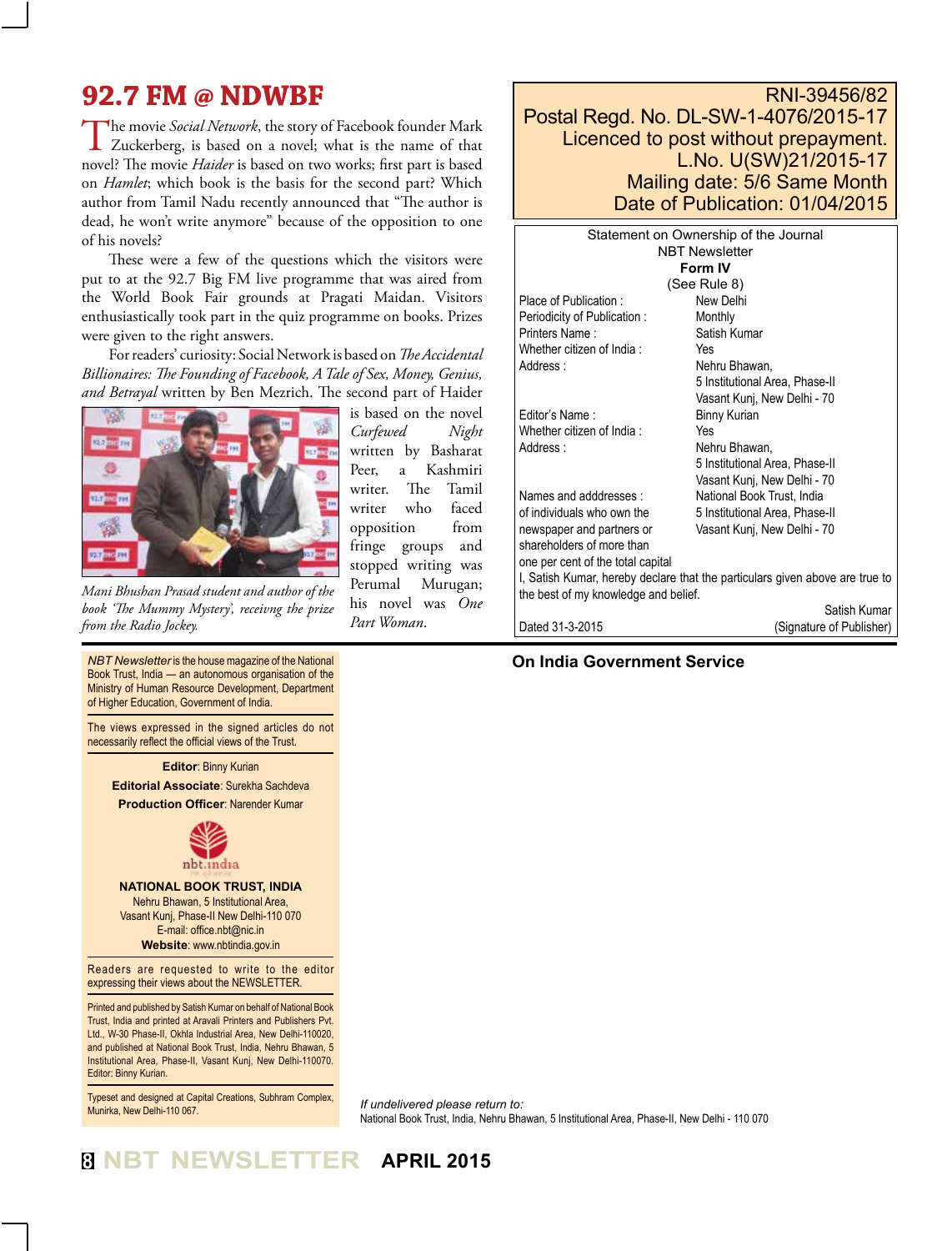# 92.7 FM @ NDWBF

The movie *Social Network*, the story of Facebook founder Mark Zuckerberg, is based on a novel; what is the name of that novel? The movie *Haider* is based on two works; first part is based on *Hamlet*; which book is the basis for the second part? Which author from Tamil Nadu recently announced that "The author is dead, he won't write anymore" because of the opposition to one of his novels?

These were a few of the questions which the visitors were put to at the 92.7 Big FM live programme that was aired from the World Book Fair grounds at Pragati Maidan. Visitors enthusiastically took part in the quiz programme on books. Prizes were given to the right answers.

For readers' curiosity: Social Network is based on *The Accidental Billionaires: The Founding of Facebook, A Tale of Sex, Money, Genius, and Betrayal* written by Ben Mezrich. The second part of Haider is based on the novel *Curfewed Night* written by Basharat Peer, a Kashmiri writer. The Tamil writer who faced opposition from fringe groups and stopped writing was Perumal Murugan; his novel was *One Part Woman*.

*Mani Bhushan Prasad student and author of the book 'The Mummy Mystery', receivng the prize from the Radio Jockey.*

RNI-39456/82
Postal Regd. No. DL-SW-1-4076/2015-17
Licenced to post without prepayment.
L.No. U(SW)21/2015-17
Mailing date: 5/6 Same Month
Date of Publication: 01/04/2015

Statement on Ownership of the Journal
NBT Newsletter
**Form IV**
(See Rule 8)

| | |
|---|---|
| Place of Publication : | New Delhi |
| Periodicity of Publication : | Monthly |
| Printers Name : | Satish Kumar |
| Whether citizen of India : | Yes |
| Address : | Nehru Bhawan, 5 Institutional Area, Phase-II Vasant Kunj, New Delhi - 70 |
| Editor's Name : | Binny Kurian |
| Whether citizen of India : | Yes |
| Address : | Nehru Bhawan, 5 Institutional Area, Phase-II Vasant Kunj, New Delhi - 70 |
| Names and adddresses : of individuals who own the newspaper and partners or shareholders of more than one per cent of the total capital | National Book Trust, India 5 Institutional Area, Phase-II Vasant Kunj, New Delhi - 70 |

I, Satish Kumar, hereby declare that the particulars given above are true to the best of my knowledge and belief.

Satish Kumar
(Signature of Publisher)

Dated 31-3-2015

**On India Government Service**

*NBT Newsletter* is the house magazine of the National Book Trust, India — an autonomous organisation of the Ministry of Human Resource Development, Department of Higher Education, Government of India.

The views expressed in the signed articles do not necessarily reflect the official views of the Trust.

**Editor**: Binny Kurian
**Editorial Associate**: Surekha Sachdeva
**Production Officer**: Narender Kumar

**NATIONAL BOOK TRUST, INDIA**
Nehru Bhawan, 5 Institutional Area,
Vasant Kunj, Phase-II New Delhi-110 070
E-mail: office.nbt@nic.in
**Website**: www.nbtindia.gov.in

Readers are requested to write to the editor expressing their views about the NEWSLETTER.

Printed and published by Satish Kumar on behalf of National Book Trust, India and printed at Aravali Printers and Publishers Pvt. Ltd., W-30 Phase-II, Okhla Industrial Area, New Delhi-110020, and published at National Book Trust, India, Nehru Bhawan, 5 Institutional Area, Phase-II, Vasant Kunj, New Delhi-110070. Editor: Binny Kurian.

Typeset and designed at Capital Creations, Subhram Complex, Munirka, New Delhi-110 067.

*If undelivered please return to:*
National Book Trust, India, Nehru Bhawan, 5 Institutional Area, Phase-II, New Delhi - 110 070